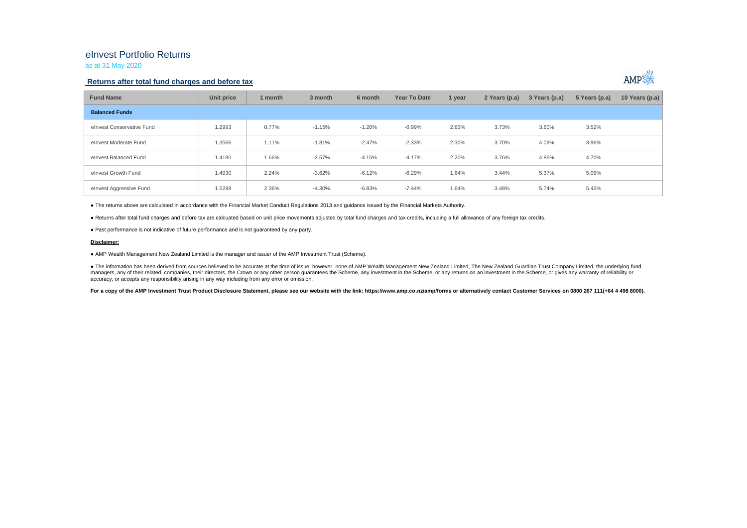# eInvest Portfolio Returns

as at 31 May 2020

## Returns after total fund charges and before tax

| Fund Name | Unit price | 1 month | 3 month | 6 month | Year To Date | 1 year | 2 Years (p.a) | 3 Years (p.a) | 5 Years (p.a) | 10 Years (p.a) |
|---|---|---|---|---|---|---|---|---|---|---|
| **Balanced Funds** | | | | | | | | | | |
| eInvest Conservative Fund | 1.2993 | 0.77% | -1.15% | -1.20% | -0.99% | 2.63% | 3.73% | 3.60% | 3.52% | |
| eInvest Moderate Fund | 1.3566 | 1.11% | -1.81% | -2.47% | -2.33% | 2.30% | 3.70% | 4.09% | 3.96% | |
| eInvest Balanced Fund | 1.4180 | 1.66% | -2.57% | -4.15% | -4.17% | 2.20% | 3.76% | 4.86% | 4.70% | |
| eInvest Growth Fund | 1.4930 | 2.24% | -3.62% | -6.12% | -6.29% | 1.64% | 3.44% | 5.37% | 5.09% | |
| eInvest Aggressive Fund | 1.5298 | 2.36% | -4.30% | -6.83% | -7.44% | 1.64% | 3.48% | 5.74% | 5.42% | |

● The returns above are calculated in accordance with the Financial Market Conduct Regulations 2013 and guidance issued by the Financial Markets Authority.

● Returns after total fund charges and before tax are calcuated based on unit price movements adjusted by total fund charges and tax credits, including a full allowance of any foreign tax credits.

● Past performance is not indicative of future performance and is not guaranteed by any party.

**Disclaimer:**

● AMP Wealth Management New Zealand Limited is the manager and issuer of the AMP Investment Trust (Scheme).

● The information has been derived from sources believed to be accurate at the time of issue, however, none of AMP Wealth Management New Zealand Limited, The New Zealand Guardian Trust Company Limited, the underlying fund managers, any of their related companies, their directors, the Crown or any other person guarantees the Scheme, any investment in the Scheme, or any returns on an investment in the Scheme, or gives any warranty of reliability or accuracy, or accepts any responsibility arising in any way including from any error or omission.

**For a copy of the AMP Investment Trust Product Disclosure Statement, please see our website with the link: https://www.amp.co.nz/amp/forms or alternatively contact Customer Services on 0800 267 111(+64 4 498 8000).**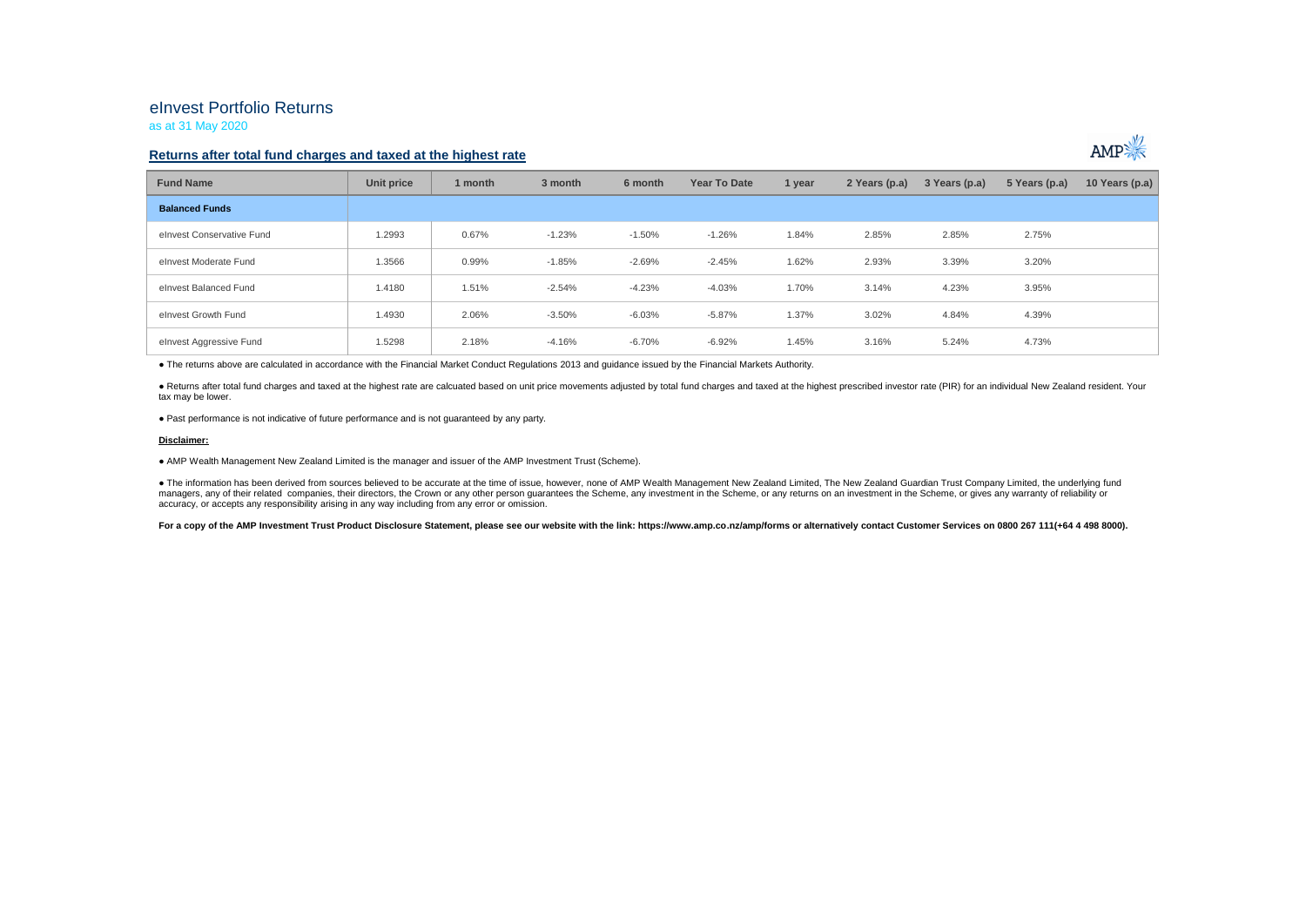# eInvest Portfolio Returns

as at 31 May 2020

## Returns after total fund charges and taxed at the highest rate

| Fund Name | Unit price | 1 month | 3 month | 6 month | Year To Date | 1 year | 2 Years (p.a) | 3 Years (p.a) | 5 Years (p.a) | 10 Years (p.a) |
|---|---|---|---|---|---|---|---|---|---|---|
| **Balanced Funds** | | | | | | | | | | |
| eInvest Conservative Fund | 1.2993 | 0.67% | -1.23% | -1.50% | -1.26% | 1.84% | 2.85% | 2.85% | 2.75% | |
| eInvest Moderate Fund | 1.3566 | 0.99% | -1.85% | -2.69% | -2.45% | 1.62% | 2.93% | 3.39% | 3.20% | |
| eInvest Balanced Fund | 1.4180 | 1.51% | -2.54% | -4.23% | -4.03% | 1.70% | 3.14% | 4.23% | 3.95% | |
| eInvest Growth Fund | 1.4930 | 2.06% | -3.50% | -6.03% | -5.87% | 1.37% | 3.02% | 4.84% | 4.39% | |
| eInvest Aggressive Fund | 1.5298 | 2.18% | -4.16% | -6.70% | -6.92% | 1.45% | 3.16% | 5.24% | 4.73% | |

● The returns above are calculated in accordance with the Financial Market Conduct Regulations 2013 and guidance issued by the Financial Markets Authority.

● Returns after total fund charges and taxed at the highest rate are calcuated based on unit price movements adjusted by total fund charges and taxed at the highest prescribed investor rate (PIR) for an individual New Zealand resident. Your tax may be lower.

● Past performance is not indicative of future performance and is not guaranteed by any party.

**Disclaimer:**

● AMP Wealth Management New Zealand Limited is the manager and issuer of the AMP Investment Trust (Scheme).

● The information has been derived from sources believed to be accurate at the time of issue, however, none of AMP Wealth Management New Zealand Limited, The New Zealand Guardian Trust Company Limited, the underlying fund managers, any of their related companies, their directors, the Crown or any other person guarantees the Scheme, any investment in the Scheme, or any returns on an investment in the Scheme, or gives any warranty of reliability or accuracy, or accepts any responsibility arising in any way including from any error or omission.

**For a copy of the AMP Investment Trust Product Disclosure Statement, please see our website with the link: https://www.amp.co.nz/amp/forms or alternatively contact Customer Services on 0800 267 111(+64 4 498 8000).**